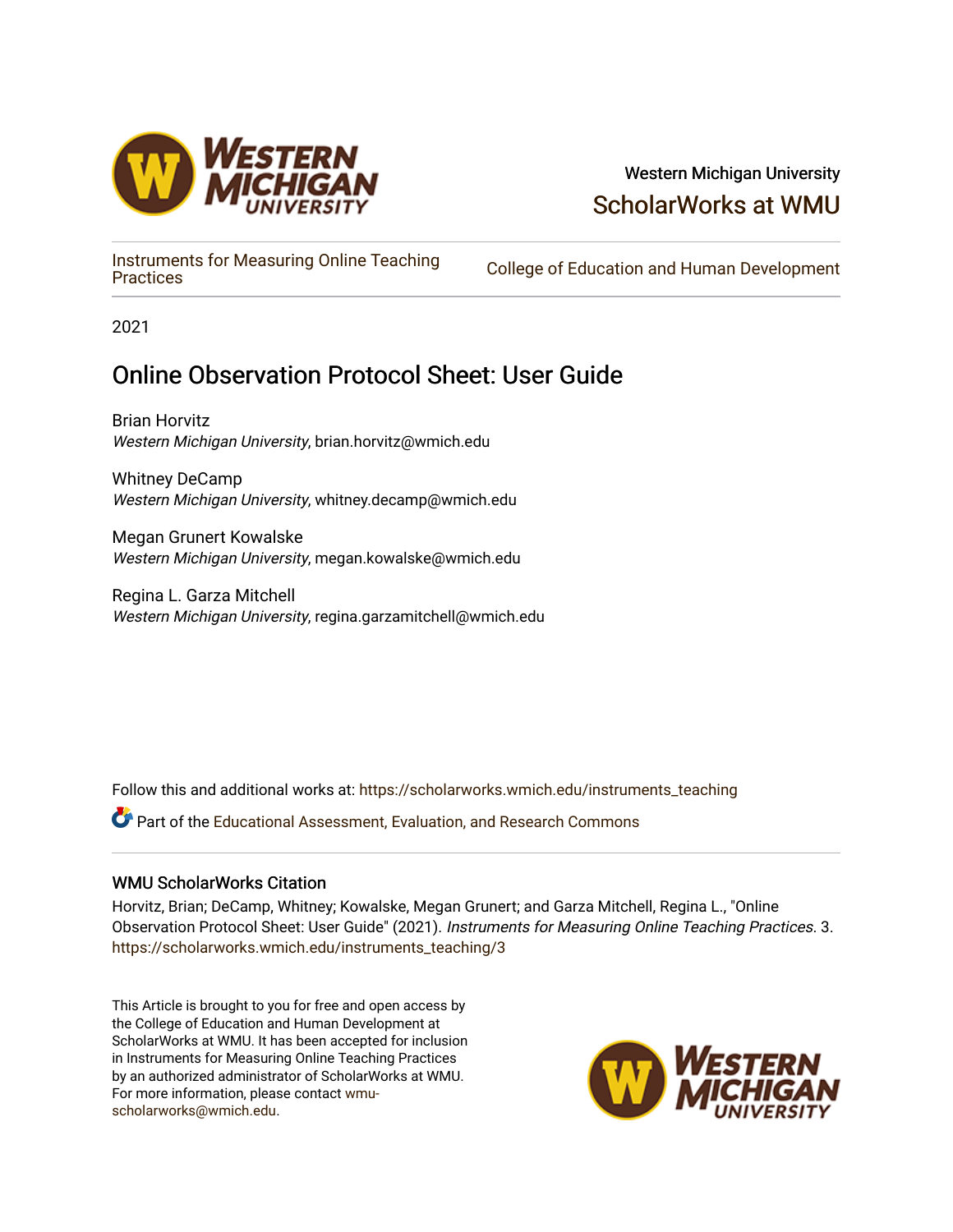Western Michigan University

ScholarWorks at WMU

Instruments for Measuring Online Teaching Practices

College of Education and Human Development

2021

# Online Observation Protocol Sheet: User Guide

Brian Horvitz
*Western Michigan University*, brian.horvitz@wmich.edu

Whitney DeCamp
*Western Michigan University*, whitney.decamp@wmich.edu

Megan Grunert Kowalske
*Western Michigan University*, megan.kowalske@wmich.edu

Regina L. Garza Mitchell
*Western Michigan University*, regina.garzamitchell@wmich.edu

Follow this and additional works at: https://scholarworks.wmich.edu/instruments_teaching

Part of the Educational Assessment, Evaluation, and Research Commons

## WMU ScholarWorks Citation

Horvitz, Brian; DeCamp, Whitney; Kowalske, Megan Grunert; and Garza Mitchell, Regina L., "Online Observation Protocol Sheet: User Guide" (2021). *Instruments for Measuring Online Teaching Practices*. 3.
https://scholarworks.wmich.edu/instruments_teaching/3

This Article is brought to you for free and open access by the College of Education and Human Development at ScholarWorks at WMU. It has been accepted for inclusion in Instruments for Measuring Online Teaching Practices by an authorized administrator of ScholarWorks at WMU. For more information, please contact wmu-scholarworks@wmich.edu.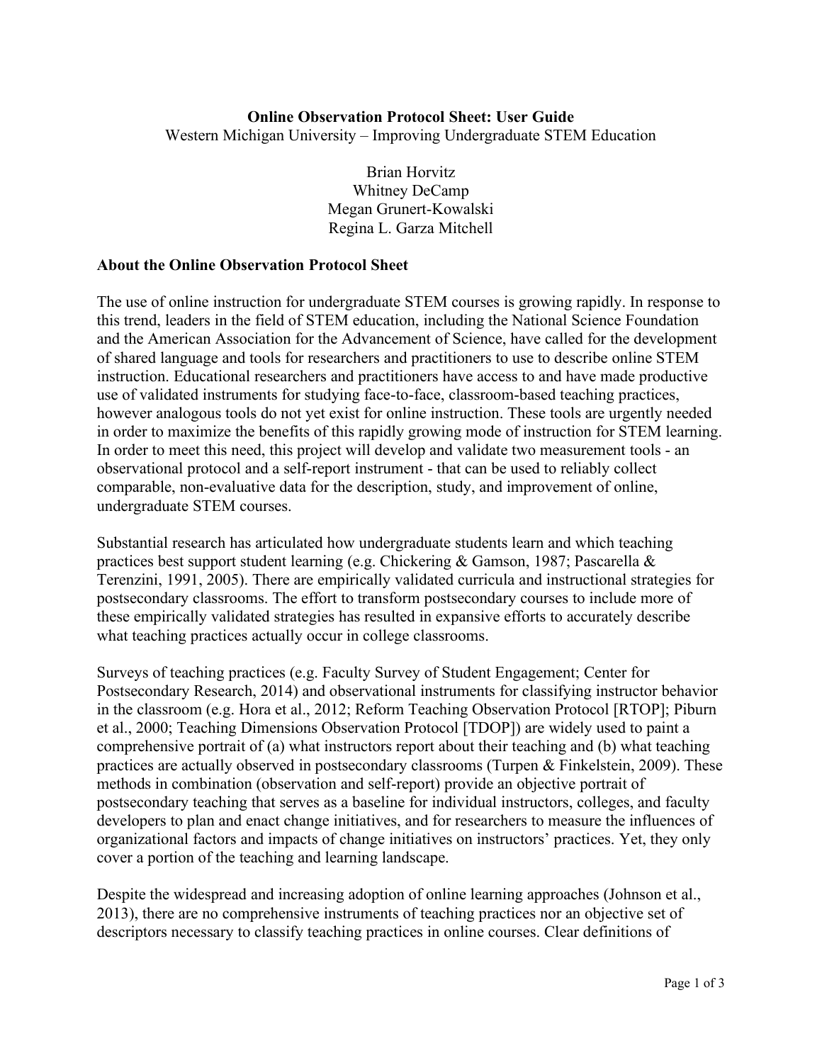**Online Observation Protocol Sheet: User Guide**

Western Michigan University – Improving Undergraduate STEM Education

Brian Horvitz
Whitney DeCamp
Megan Grunert-Kowalski
Regina L. Garza Mitchell

## About the Online Observation Protocol Sheet

The use of online instruction for undergraduate STEM courses is growing rapidly. In response to this trend, leaders in the field of STEM education, including the National Science Foundation and the American Association for the Advancement of Science, have called for the development of shared language and tools for researchers and practitioners to use to describe online STEM instruction. Educational researchers and practitioners have access to and have made productive use of validated instruments for studying face-to-face, classroom-based teaching practices, however analogous tools do not yet exist for online instruction. These tools are urgently needed in order to maximize the benefits of this rapidly growing mode of instruction for STEM learning. In order to meet this need, this project will develop and validate two measurement tools - an observational protocol and a self-report instrument - that can be used to reliably collect comparable, non-evaluative data for the description, study, and improvement of online, undergraduate STEM courses.

Substantial research has articulated how undergraduate students learn and which teaching practices best support student learning (e.g. Chickering & Gamson, 1987; Pascarella & Terenzini, 1991, 2005). There are empirically validated curricula and instructional strategies for postsecondary classrooms. The effort to transform postsecondary courses to include more of these empirically validated strategies has resulted in expansive efforts to accurately describe what teaching practices actually occur in college classrooms.

Surveys of teaching practices (e.g. Faculty Survey of Student Engagement; Center for Postsecondary Research, 2014) and observational instruments for classifying instructor behavior in the classroom (e.g. Hora et al., 2012; Reform Teaching Observation Protocol [RTOP]; Piburn et al., 2000; Teaching Dimensions Observation Protocol [TDOP]) are widely used to paint a comprehensive portrait of (a) what instructors report about their teaching and (b) what teaching practices are actually observed in postsecondary classrooms (Turpen & Finkelstein, 2009). These methods in combination (observation and self-report) provide an objective portrait of postsecondary teaching that serves as a baseline for individual instructors, colleges, and faculty developers to plan and enact change initiatives, and for researchers to measure the influences of organizational factors and impacts of change initiatives on instructors' practices. Yet, they only cover a portion of the teaching and learning landscape.

Despite the widespread and increasing adoption of online learning approaches (Johnson et al., 2013), there are no comprehensive instruments of teaching practices nor an objective set of descriptors necessary to classify teaching practices in online courses. Clear definitions of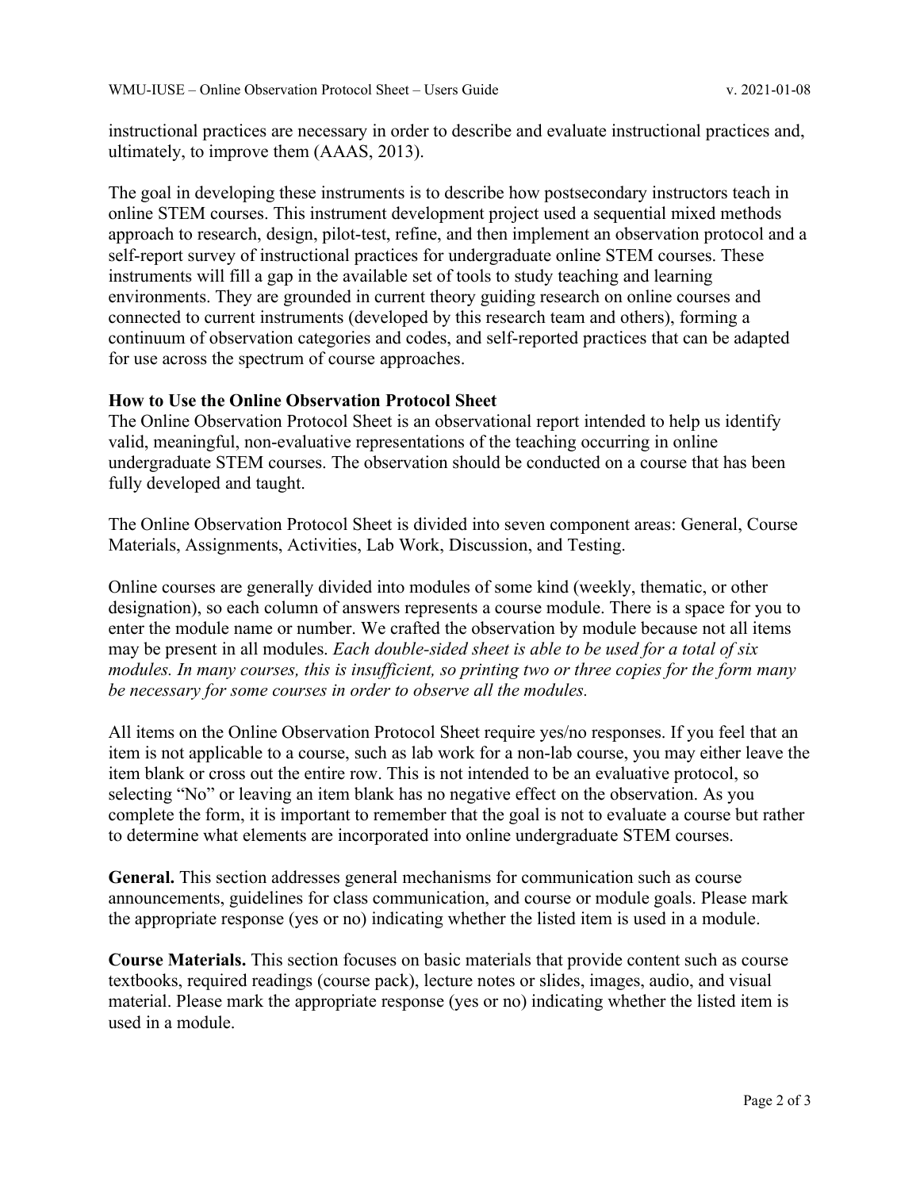instructional practices are necessary in order to describe and evaluate instructional practices and, ultimately, to improve them (AAAS, 2013).

The goal in developing these instruments is to describe how postsecondary instructors teach in online STEM courses. This instrument development project used a sequential mixed methods approach to research, design, pilot-test, refine, and then implement an observation protocol and a self-report survey of instructional practices for undergraduate online STEM courses. These instruments will fill a gap in the available set of tools to study teaching and learning environments. They are grounded in current theory guiding research on online courses and connected to current instruments (developed by this research team and others), forming a continuum of observation categories and codes, and self-reported practices that can be adapted for use across the spectrum of course approaches.

**How to Use the Online Observation Protocol Sheet**

The Online Observation Protocol Sheet is an observational report intended to help us identify valid, meaningful, non-evaluative representations of the teaching occurring in online undergraduate STEM courses. The observation should be conducted on a course that has been fully developed and taught.

The Online Observation Protocol Sheet is divided into seven component areas: General, Course Materials, Assignments, Activities, Lab Work, Discussion, and Testing.

Online courses are generally divided into modules of some kind (weekly, thematic, or other designation), so each column of answers represents a course module. There is a space for you to enter the module name or number. We crafted the observation by module because not all items may be present in all modules. *Each double-sided sheet is able to be used for a total of six modules. In many courses, this is insufficient, so printing two or three copies for the form many be necessary for some courses in order to observe all the modules.*

All items on the Online Observation Protocol Sheet require yes/no responses. If you feel that an item is not applicable to a course, such as lab work for a non-lab course, you may either leave the item blank or cross out the entire row. This is not intended to be an evaluative protocol, so selecting "No" or leaving an item blank has no negative effect on the observation. As you complete the form, it is important to remember that the goal is not to evaluate a course but rather to determine what elements are incorporated into online undergraduate STEM courses.

**General.** This section addresses general mechanisms for communication such as course announcements, guidelines for class communication, and course or module goals. Please mark the appropriate response (yes or no) indicating whether the listed item is used in a module.

**Course Materials.** This section focuses on basic materials that provide content such as course textbooks, required readings (course pack), lecture notes or slides, images, audio, and visual material. Please mark the appropriate response (yes or no) indicating whether the listed item is used in a module.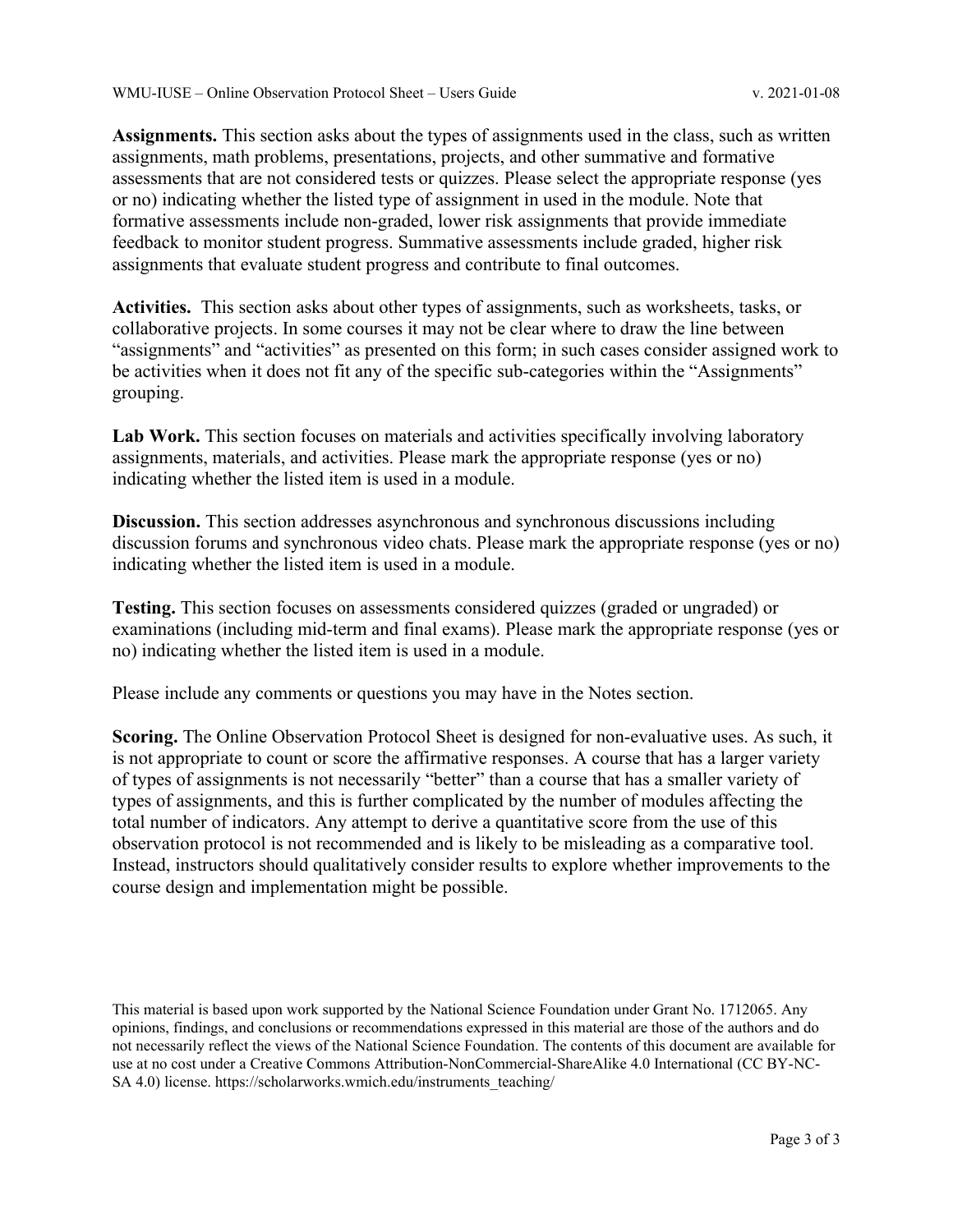**Assignments.** This section asks about the types of assignments used in the class, such as written assignments, math problems, presentations, projects, and other summative and formative assessments that are not considered tests or quizzes. Please select the appropriate response (yes or no) indicating whether the listed type of assignment in used in the module. Note that formative assessments include non-graded, lower risk assignments that provide immediate feedback to monitor student progress. Summative assessments include graded, higher risk assignments that evaluate student progress and contribute to final outcomes.

**Activities.** This section asks about other types of assignments, such as worksheets, tasks, or collaborative projects. In some courses it may not be clear where to draw the line between "assignments" and "activities" as presented on this form; in such cases consider assigned work to be activities when it does not fit any of the specific sub-categories within the "Assignments" grouping.

**Lab Work.** This section focuses on materials and activities specifically involving laboratory assignments, materials, and activities. Please mark the appropriate response (yes or no) indicating whether the listed item is used in a module.

**Discussion.** This section addresses asynchronous and synchronous discussions including discussion forums and synchronous video chats. Please mark the appropriate response (yes or no) indicating whether the listed item is used in a module.

**Testing.** This section focuses on assessments considered quizzes (graded or ungraded) or examinations (including mid-term and final exams). Please mark the appropriate response (yes or no) indicating whether the listed item is used in a module.

Please include any comments or questions you may have in the Notes section.

**Scoring.** The Online Observation Protocol Sheet is designed for non-evaluative uses. As such, it is not appropriate to count or score the affirmative responses. A course that has a larger variety of types of assignments is not necessarily "better" than a course that has a smaller variety of types of assignments, and this is further complicated by the number of modules affecting the total number of indicators. Any attempt to derive a quantitative score from the use of this observation protocol is not recommended and is likely to be misleading as a comparative tool. Instead, instructors should qualitatively consider results to explore whether improvements to the course design and implementation might be possible.

This material is based upon work supported by the National Science Foundation under Grant No. 1712065. Any opinions, findings, and conclusions or recommendations expressed in this material are those of the authors and do not necessarily reflect the views of the National Science Foundation. The contents of this document are available for use at no cost under a Creative Commons Attribution-NonCommercial-ShareAlike 4.0 International (CC BY-NC-SA 4.0) license. https://scholarworks.wmich.edu/instruments_teaching/